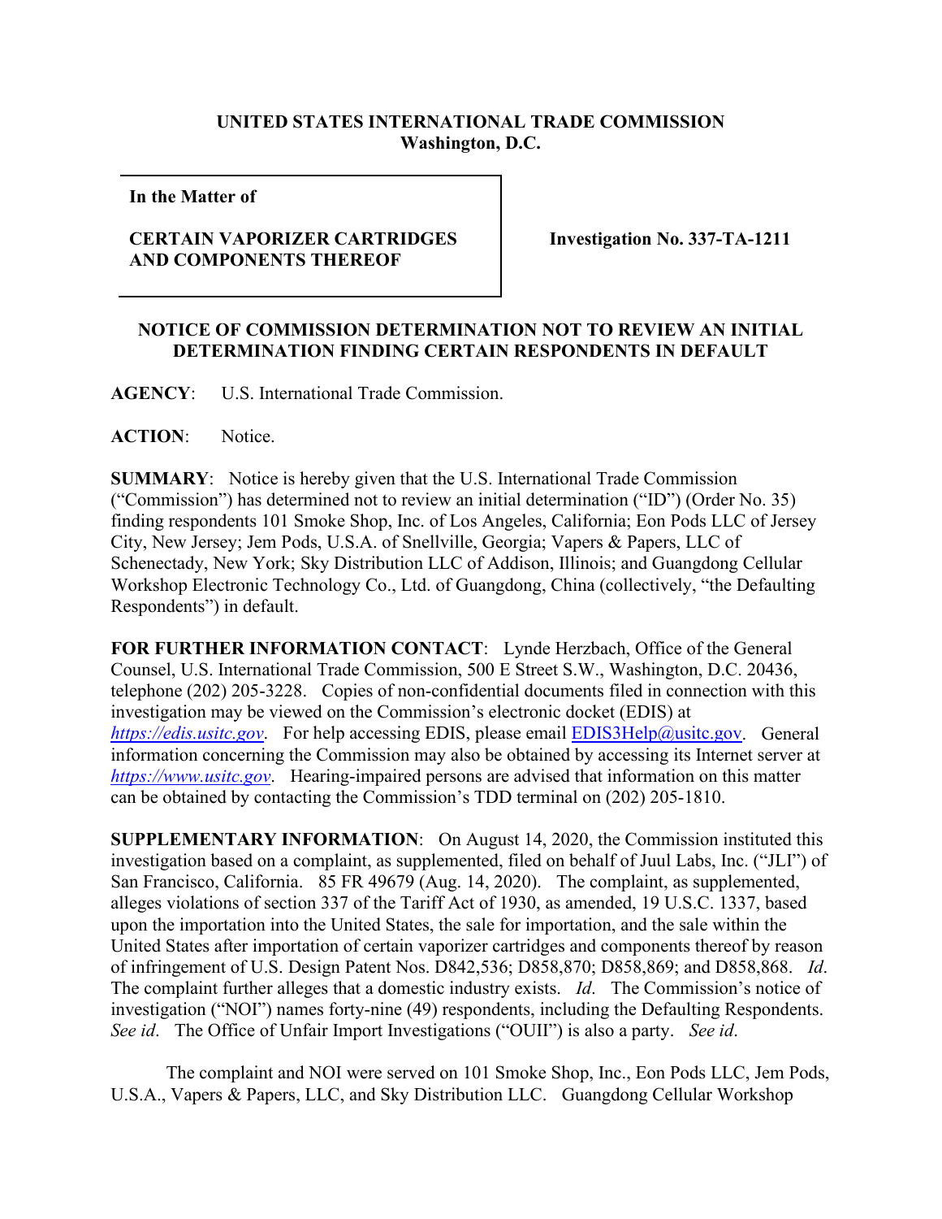**UNITED STATES INTERNATIONAL TRADE COMMISSION**
**Washington, D.C.**

| | |
|---|---|
| **In the Matter of**<br><br>**CERTAIN VAPORIZER CARTRIDGES AND COMPONENTS THEREOF** | **Investigation No. 337-TA-1211** |

**NOTICE OF COMMISSION DETERMINATION NOT TO REVIEW AN INITIAL DETERMINATION FINDING CERTAIN RESPONDENTS IN DEFAULT**

**AGENCY**: U.S. International Trade Commission.

**ACTION**: Notice.

**SUMMARY**: Notice is hereby given that the U.S. International Trade Commission ("Commission") has determined not to review an initial determination ("ID") (Order No. 35) finding respondents 101 Smoke Shop, Inc. of Los Angeles, California; Eon Pods LLC of Jersey City, New Jersey; Jem Pods, U.S.A. of Snellville, Georgia; Vapers & Papers, LLC of Schenectady, New York; Sky Distribution LLC of Addison, Illinois; and Guangdong Cellular Workshop Electronic Technology Co., Ltd. of Guangdong, China (collectively, "the Defaulting Respondents") in default.

**FOR FURTHER INFORMATION CONTACT**: Lynde Herzbach, Office of the General Counsel, U.S. International Trade Commission, 500 E Street S.W., Washington, D.C. 20436, telephone (202) 205-3228. Copies of non-confidential documents filed in connection with this investigation may be viewed on the Commission's electronic docket (EDIS) at *https://edis.usitc.gov*. For help accessing EDIS, please email EDIS3Help@usitc.gov. General information concerning the Commission may also be obtained by accessing its Internet server at *https://www.usitc.gov*. Hearing-impaired persons are advised that information on this matter can be obtained by contacting the Commission's TDD terminal on (202) 205-1810.

**SUPPLEMENTARY INFORMATION**: On August 14, 2020, the Commission instituted this investigation based on a complaint, as supplemented, filed on behalf of Juul Labs, Inc. ("JLI") of San Francisco, California. 85 FR 49679 (Aug. 14, 2020). The complaint, as supplemented, alleges violations of section 337 of the Tariff Act of 1930, as amended, 19 U.S.C. 1337, based upon the importation into the United States, the sale for importation, and the sale within the United States after importation of certain vaporizer cartridges and components thereof by reason of infringement of U.S. Design Patent Nos. D842,536; D858,870; D858,869; and D858,868. *Id*. The complaint further alleges that a domestic industry exists. *Id*. The Commission's notice of investigation ("NOI") names forty-nine (49) respondents, including the Defaulting Respondents. *See id*. The Office of Unfair Import Investigations ("OUII") is also a party. *See id*.

The complaint and NOI were served on 101 Smoke Shop, Inc., Eon Pods LLC, Jem Pods, U.S.A., Vapers & Papers, LLC, and Sky Distribution LLC. Guangdong Cellular Workshop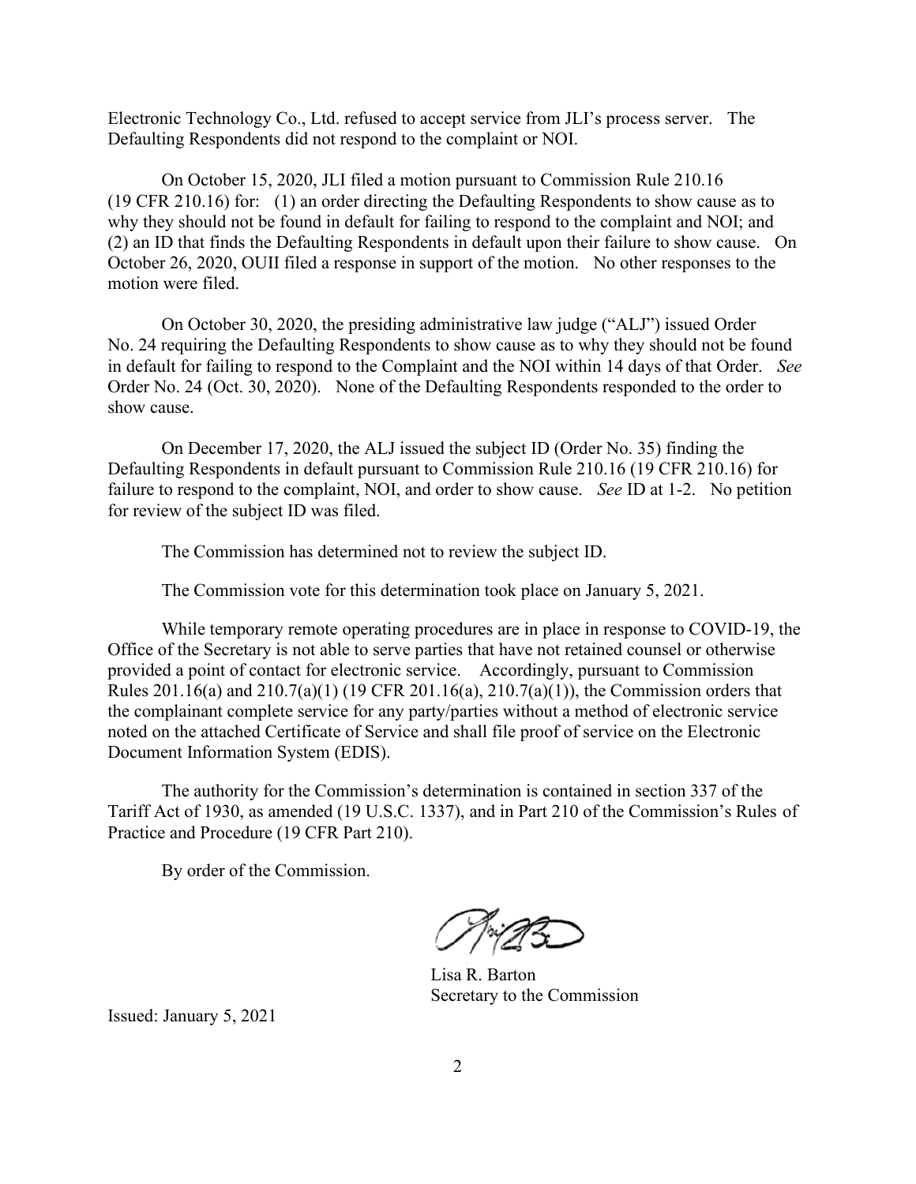Electronic Technology Co., Ltd. refused to accept service from JLI's process server. The Defaulting Respondents did not respond to the complaint or NOI.

On October 15, 2020, JLI filed a motion pursuant to Commission Rule 210.16 (19 CFR 210.16) for: (1) an order directing the Defaulting Respondents to show cause as to why they should not be found in default for failing to respond to the complaint and NOI; and (2) an ID that finds the Defaulting Respondents in default upon their failure to show cause. On October 26, 2020, OUII filed a response in support of the motion. No other responses to the motion were filed.

On October 30, 2020, the presiding administrative law judge ("ALJ") issued Order No. 24 requiring the Defaulting Respondents to show cause as to why they should not be found in default for failing to respond to the Complaint and the NOI within 14 days of that Order. *See* Order No. 24 (Oct. 30, 2020). None of the Defaulting Respondents responded to the order to show cause.

On December 17, 2020, the ALJ issued the subject ID (Order No. 35) finding the Defaulting Respondents in default pursuant to Commission Rule 210.16 (19 CFR 210.16) for failure to respond to the complaint, NOI, and order to show cause. *See* ID at 1-2. No petition for review of the subject ID was filed.

The Commission has determined not to review the subject ID.

The Commission vote for this determination took place on January 5, 2021.

While temporary remote operating procedures are in place in response to COVID-19, the Office of the Secretary is not able to serve parties that have not retained counsel or otherwise provided a point of contact for electronic service. Accordingly, pursuant to Commission Rules 201.16(a) and 210.7(a)(1) (19 CFR 201.16(a), 210.7(a)(1)), the Commission orders that the complainant complete service for any party/parties without a method of electronic service noted on the attached Certificate of Service and shall file proof of service on the Electronic Document Information System (EDIS).

The authority for the Commission's determination is contained in section 337 of the Tariff Act of 1930, as amended (19 U.S.C. 1337), and in Part 210 of the Commission's Rules of Practice and Procedure (19 CFR Part 210).

By order of the Commission.

Lisa R. Barton
Secretary to the Commission

Issued: January 5, 2021